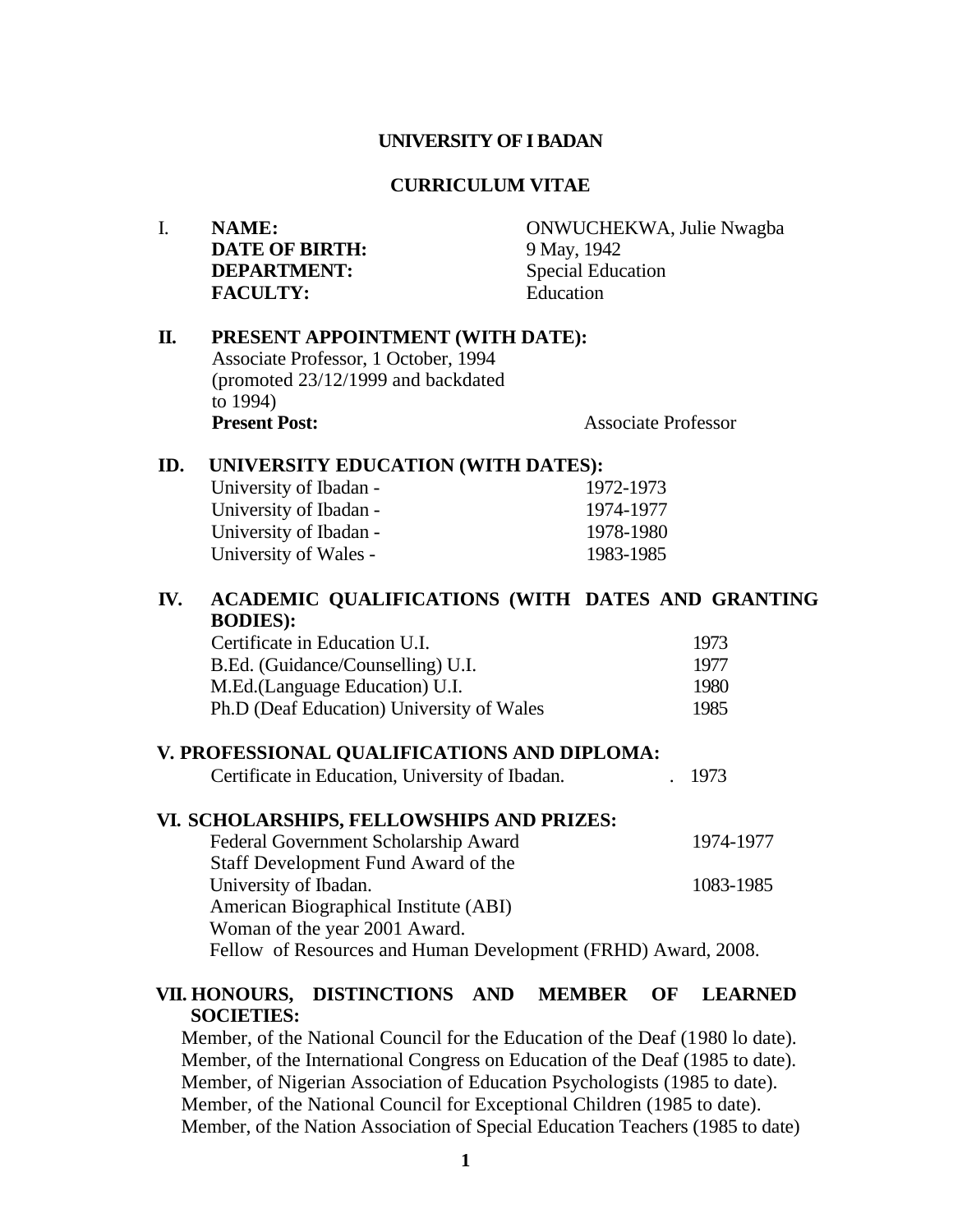**UNIVERSITY OF I BADAN**

**CURRICULUM VITAE**

I. **NAME:** ONWUCHEKWA, Julie Nwagba
**DATE OF BIRTH:** 9 May, 1942
**DEPARTMENT:** Special Education
**FACULTY:** Education

**II. PRESENT APPOINTMENT (WITH DATE):**
Associate Professor, 1 October, 1994 (promoted 23/12/1999 and backdated to 1994)
**Present Post:** Associate Professor

**ID. UNIVERSITY EDUCATION (WITH DATES):**

University of Ibadan - 1972-1973
University of Ibadan - 1974-1977
University of Ibadan - 1978-1980
University of Wales - 1983-1985

**IV. ACADEMIC QUALIFICATIONS (WITH DATES AND GRANTING BODIES):**

Certificate in Education U.I. 1973
B.Ed. (Guidance/Counselling) U.I. 1977
M.Ed.(Language Education) U.I. 1980
Ph.D (Deaf Education) University of Wales 1985

**V. PROFESSIONAL QUALIFICATIONS AND DIPLOMA:**

Certificate in Education, University of Ibadan. . 1973

**VI. SCHOLARSHIPS, FELLOWSHIPS AND PRIZES:**

Federal Government Scholarship Award 1974-1977
Staff Development Fund Award of the University of Ibadan. 1083-1985
American Biographical Institute (ABI) Woman of the year 2001 Award.
Fellow of Resources and Human Development (FRHD) Award, 2008.

**VII. HONOURS, DISTINCTIONS AND MEMBER OF LEARNED SOCIETIES:**

Member, of the National Council for the Education of the Deaf (1980 lo date).
Member, of the International Congress on Education of the Deaf (1985 to date).
Member, of Nigerian Association of Education Psychologists (1985 to date).
Member, of the National Council for Exceptional Children (1985 to date).
Member, of the Nation Association of Special Education Teachers (1985 to date)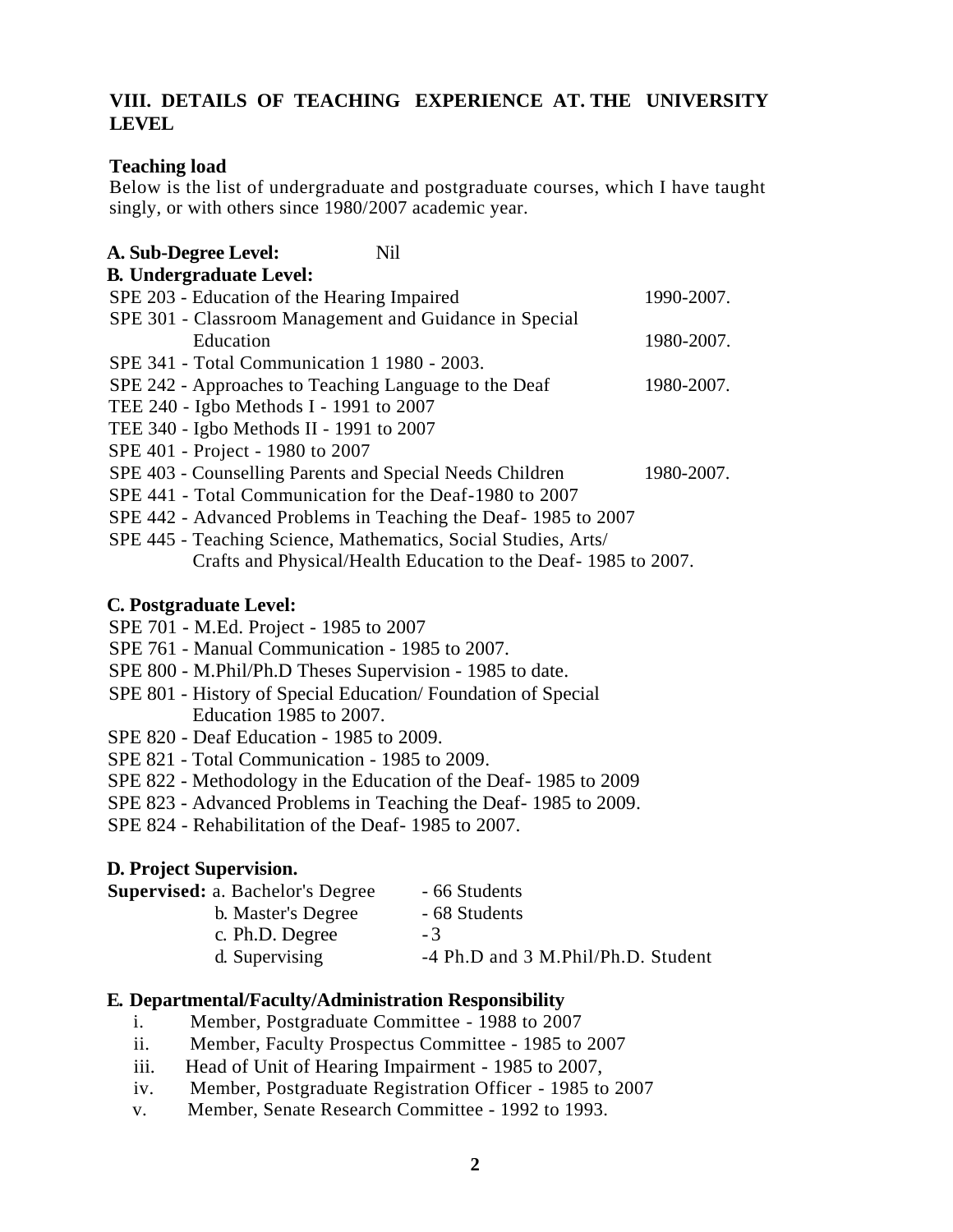## VIII. DETAILS OF TEACHING EXPERIENCE AT. THE UNIVERSITY LEVEL

**Teaching load**

Below is the list of undergraduate and postgraduate courses, which I have taught singly, or with others since 1980/2007 academic year.

**A. Sub-Degree Level:** Nil

**B. Undergraduate Level:**

SPE 203 - Education of the Hearing Impaired 1990-2007.

SPE 301 - Classroom Management and Guidance in Special Education 1980-2007.

SPE 341 - Total Communication 1 1980 - 2003.

SPE 242 - Approaches to Teaching Language to the Deaf 1980-2007.

TEE 240 - Igbo Methods I - 1991 to 2007

TEE 340 - Igbo Methods II - 1991 to 2007

SPE 401 - Project - 1980 to 2007

SPE 403 - Counselling Parents and Special Needs Children 1980-2007.

SPE 441 - Total Communication for the Deaf-1980 to 2007

SPE 442 - Advanced Problems in Teaching the Deaf- 1985 to 2007

SPE 445 - Teaching Science, Mathematics, Social Studies, Arts/ Crafts and Physical/Health Education to the Deaf- 1985 to 2007.

**C. Postgraduate Level:**

SPE 701 - M.Ed. Project - 1985 to 2007

SPE 761 - Manual Communication - 1985 to 2007.

SPE 800 - M.Phil/Ph.D Theses Supervision - 1985 to date.

SPE 801 - History of Special Education/ Foundation of Special Education 1985 to 2007.

SPE 820 - Deaf Education - 1985 to 2009.

SPE 821 - Total Communication - 1985 to 2009.

SPE 822 - Methodology in the Education of the Deaf- 1985 to 2009

SPE 823 - Advanced Problems in Teaching the Deaf- 1985 to 2009.

SPE 824 - Rehabilitation of the Deaf- 1985 to 2007.

**D. Project Supervision.**

**Supervised:** a. Bachelor's Degree - 66 Students

b. Master's Degree - 68 Students

c. Ph.D. Degree - 3

d. Supervising -4 Ph.D and 3 M.Phil/Ph.D. Student

**E. Departmental/Faculty/Administration Responsibility**

i. Member, Postgraduate Committee - 1988 to 2007
ii. Member, Faculty Prospectus Committee - 1985 to 2007
iii. Head of Unit of Hearing Impairment - 1985 to 2007,
iv. Member, Postgraduate Registration Officer - 1985 to 2007
v. Member, Senate Research Committee - 1992 to 1993.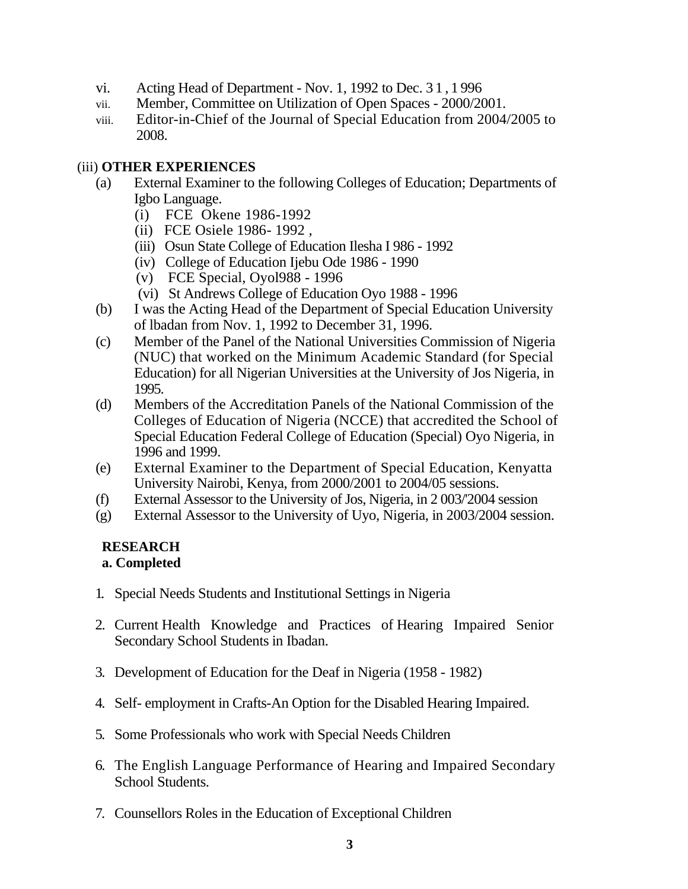vi. Acting Head of Department - Nov. 1, 1992 to Dec. 31, 1996
vii. Member, Committee on Utilization of Open Spaces - 2000/2001.
viii. Editor-in-Chief of the Journal of Special Education from 2004/2005 to 2008.

(iii) **OTHER EXPERIENCES**

(a) External Examiner to the following Colleges of Education; Departments of Igbo Language.
   (i) FCE Okene 1986-1992
   (ii) FCE Osiele 1986- 1992 ,
   (iii) Osun State College of Education Ilesha I 986 - 1992
   (iv) College of Education Ijebu Ode 1986 - 1990
   (v) FCE Special, Oyol988 - 1996
   (vi) St Andrews College of Education Oyo 1988 - 1996

(b) I was the Acting Head of the Department of Special Education University of lbadan from Nov. 1, 1992 to December 31, 1996.

(c) Member of the Panel of the National Universities Commission of Nigeria (NUC) that worked on the Minimum Academic Standard (for Special Education) for all Nigerian Universities at the University of Jos Nigeria, in 1995.

(d) Members of the Accreditation Panels of the National Commission of the Colleges of Education of Nigeria (NCCE) that accredited the School of Special Education Federal College of Education (Special) Oyo Nigeria, in 1996 and 1999.

(e) External Examiner to the Department of Special Education, Kenyatta University Nairobi, Kenya, from 2000/2001 to 2004/05 sessions.

(f) External Assessor to the University of Jos, Nigeria, in 2 003/'2004 session

(g) External Assessor to the University of Uyo, Nigeria, in 2003/2004 session.

**RESEARCH**

**a. Completed**

1. Special Needs Students and Institutional Settings in Nigeria

2. Current Health Knowledge and Practices of Hearing Impaired Senior Secondary School Students in Ibadan.

3. Development of Education for the Deaf in Nigeria (1958 - 1982)

4. Self- employment in Crafts-An Option for the Disabled Hearing Impaired.

5. Some Professionals who work with Special Needs Children

6. The English Language Performance of Hearing and Impaired Secondary School Students.

7. Counsellors Roles in the Education of Exceptional Children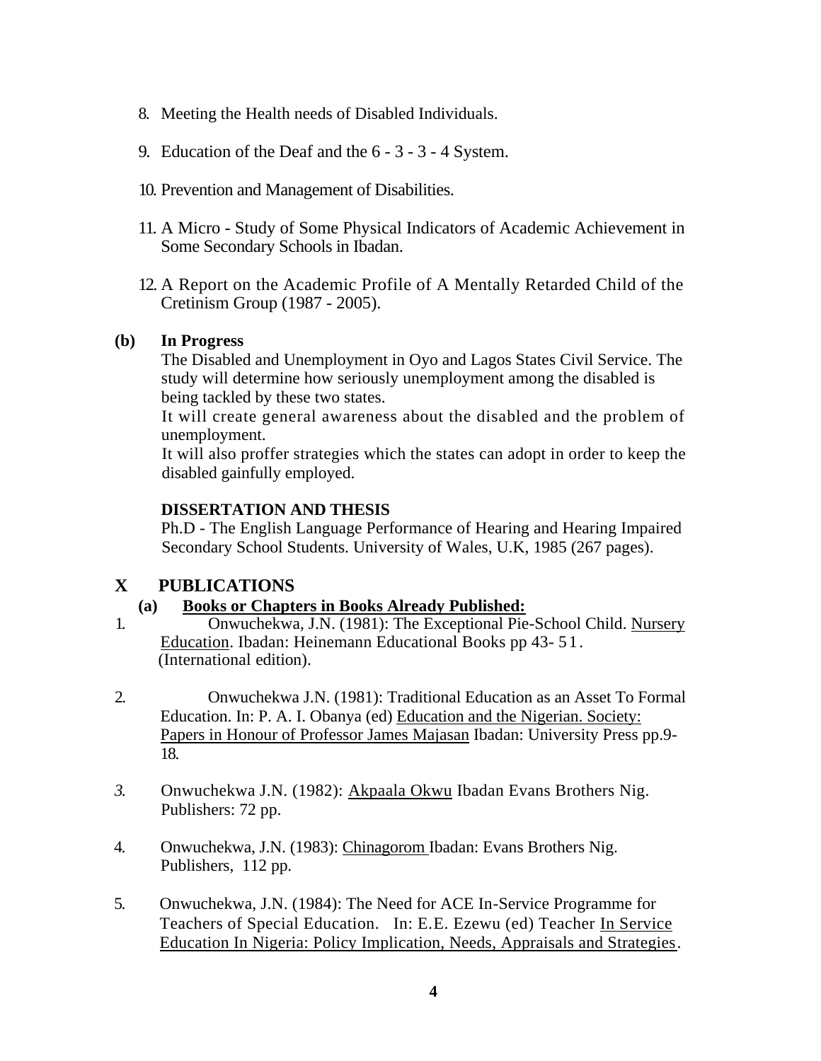8. Meeting the Health needs of Disabled Individuals.

9. Education of the Deaf and the 6 - 3 - 3 - 4 System.

10. Prevention and Management of Disabilities.

11. A Micro - Study of Some Physical Indicators of Academic Achievement in Some Secondary Schools in Ibadan.

12. A Report on the Academic Profile of A Mentally Retarded Child of the Cretinism Group (1987 - 2005).

**(b) In Progress**

The Disabled and Unemployment in Oyo and Lagos States Civil Service. The study will determine how seriously unemployment among the disabled is being tackled by these two states.
It will create general awareness about the disabled and the problem of unemployment.
It will also proffer strategies which the states can adopt in order to keep the disabled gainfully employed.

**DISSERTATION AND THESIS**

Ph.D - The English Language Performance of Hearing and Hearing Impaired Secondary School Students. University of Wales, U.K, 1985 (267 pages).

## X PUBLICATIONS

**(a) Books or Chapters in Books Already Published:**

1. Onwuchekwa, J.N. (1981): The Exceptional Pie-School Child. Nursery Education. Ibadan: Heinemann Educational Books pp 43- 51. (International edition).

2. Onwuchekwa J.N. (1981): Traditional Education as an Asset To Formal Education. In: P. A. I. Obanya (ed) Education and the Nigerian. Society: Papers in Honour of Professor James Majasan Ibadan: University Press pp.9-18.

3. Onwuchekwa J.N. (1982): Akpaala Okwu Ibadan Evans Brothers Nig. Publishers: 72 pp.

4. Onwuchekwa, J.N. (1983): Chinagorom Ibadan: Evans Brothers Nig. Publishers, 112 pp.

5. Onwuchekwa, J.N. (1984): The Need for ACE In-Service Programme for Teachers of Special Education. In: E.E. Ezewu (ed) Teacher In Service Education In Nigeria: Policy Implication, Needs, Appraisals and Strategies.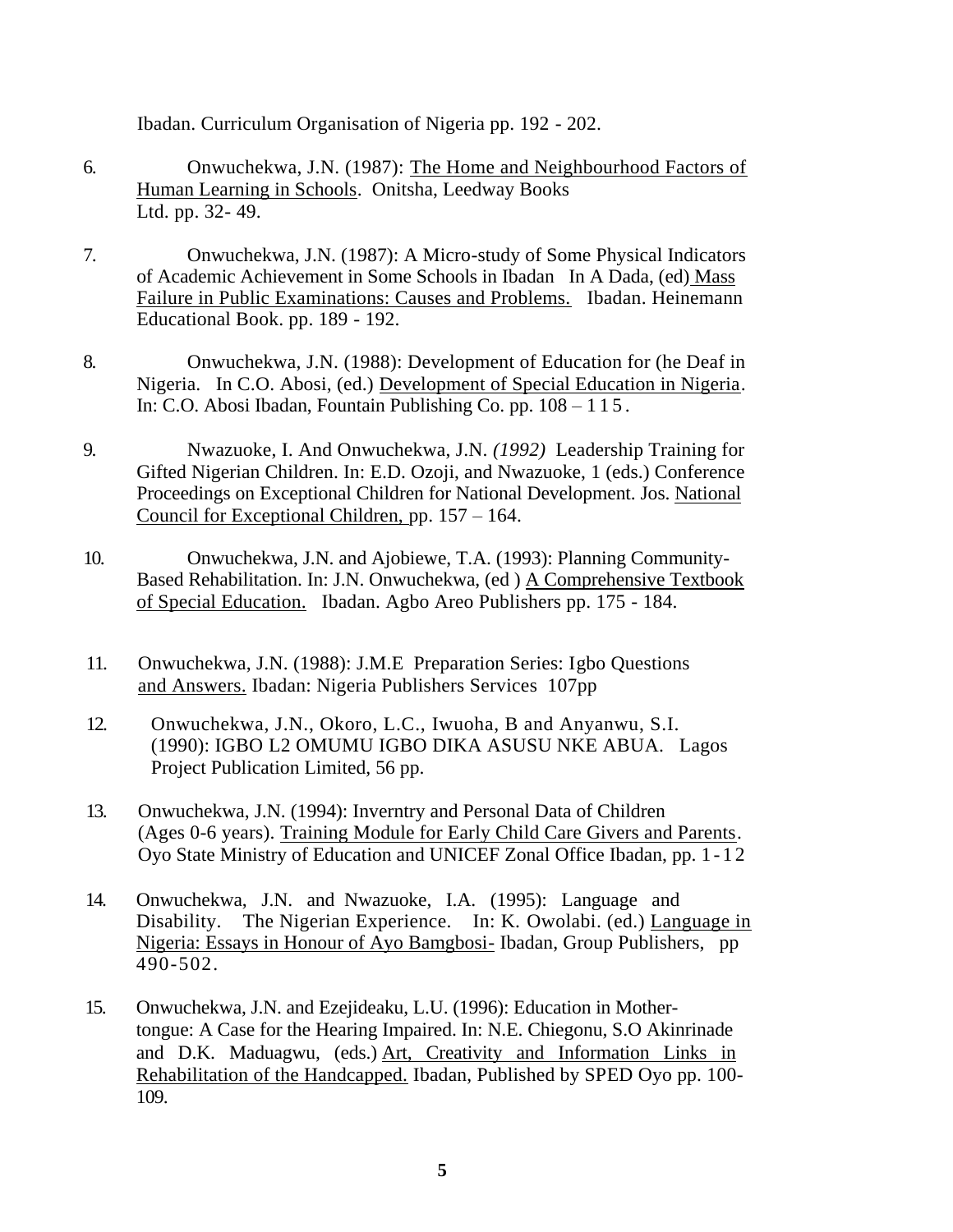Ibadan. Curriculum Organisation of Nigeria pp. 192 - 202.

6. Onwuchekwa, J.N. (1987): <u>The Home and Neighbourhood Factors of Human Learning in Schools</u>. Onitsha, Leedway Books Ltd. pp. 32- 49.

7. Onwuchekwa, J.N. (1987): A Micro-study of Some Physical Indicators of Academic Achievement in Some Schools in Ibadan In A Dada, (ed) <u>Mass Failure in Public Examinations: Causes and Problems.</u> Ibadan. Heinemann Educational Book. pp. 189 - 192.

8. Onwuchekwa, J.N. (1988): Development of Education for (he Deaf in Nigeria. In C.O. Abosi, (ed.) <u>Development of Special Education in Nigeria</u>. In: C.O. Abosi Ibadan, Fountain Publishing Co. pp. 108 – 115.

9. Nwazuoke, I. And Onwuchekwa, J.N. *(1992)* Leadership Training for Gifted Nigerian Children. In: E.D. Ozoji, and Nwazuoke, 1 (eds.) Conference Proceedings on Exceptional Children for National Development. Jos. <u>National Council for Exceptional Children,</u> pp. 157 – 164.

10. Onwuchekwa, J.N. and Ajobiewe, T.A. (1993): Planning Community-Based Rehabilitation. In: J.N. Onwuchekwa, (ed ) <u>A Comprehensive Textbook of Special Education.</u> Ibadan. Agbo Areo Publishers pp. 175 - 184.

11. Onwuchekwa, J.N. (1988): J.M.E Preparation Series: Igbo Questions <u>and Answers.</u> Ibadan: Nigeria Publishers Services 107pp

12. Onwuchekwa, J.N., Okoro, L.C., Iwuoha, B and Anyanwu, S.I. (1990): IGBO L2 OMUMU IGBO DIKA ASUSU NKE ABUA. Lagos Project Publication Limited, 56 pp.

13. Onwuchekwa, J.N. (1994): Inverntry and Personal Data of Children (Ages 0-6 years). <u>Training Module for Early Child Care Givers and Parents</u>. Oyo State Ministry of Education and UNICEF Zonal Office Ibadan, pp. 1-12

14. Onwuchekwa, J.N. and Nwazuoke, I.A. (1995): Language and Disability. The Nigerian Experience. In: K. Owolabi. (ed.) <u>Language in Nigeria: Essays in Honour of Ayo Bamgbosi-</u> Ibadan, Group Publishers, pp 490-502.

15. Onwuchekwa, J.N. and Ezejideaku, L.U. (1996): Education in Mother-tongue: A Case for the Hearing Impaired. In: N.E. Chiegonu, S.O Akinrinade and D.K. Maduagwu, (eds.) <u>Art, Creativity and Information Links in Rehabilitation of the Handcapped.</u> Ibadan, Published by SPED Oyo pp. 100-109.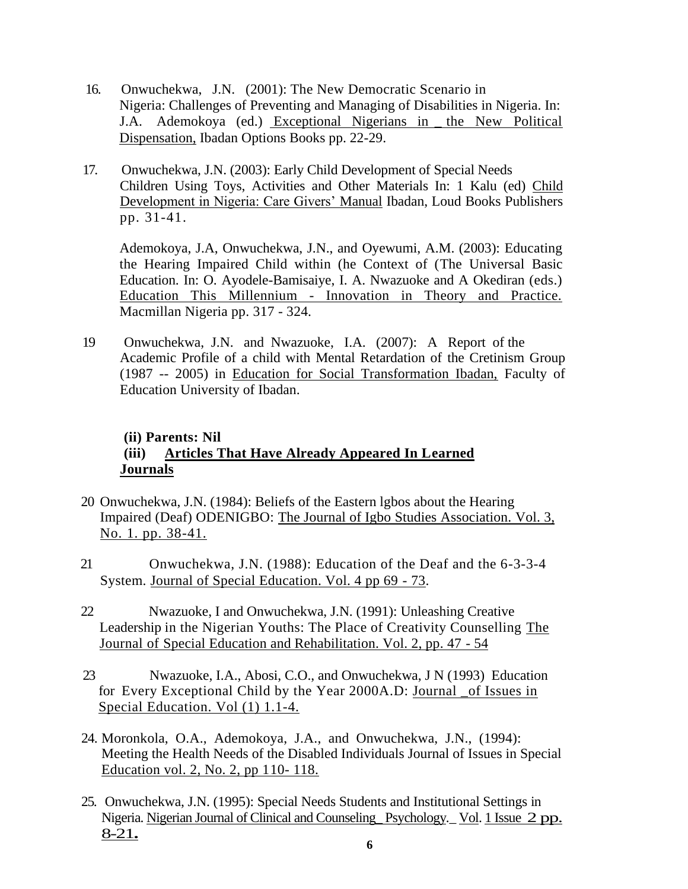16. Onwuchekwa, J.N. (2001): The New Democratic Scenario in Nigeria: Challenges of Preventing and Managing of Disabilities in Nigeria. In: J.A. Ademokoya (ed.) Exceptional Nigerians in _ the New Political Dispensation, Ibadan Options Books pp. 22-29.

17. Onwuchekwa, J.N. (2003): Early Child Development of Special Needs Children Using Toys, Activities and Other Materials In: 1 Kalu (ed) Child Development in Nigeria: Care Givers' Manual Ibadan, Loud Books Publishers pp. 31-41.

    Ademokoya, J.A, Onwuchekwa, J.N., and Oyewumi, A.M. (2003): Educating the Hearing Impaired Child within (he Context of (The Universal Basic Education. In: O. Ayodele-Bamisaiye, I. A. Nwazuoke and A Okediran (eds.) Education This Millennium - Innovation in Theory and Practice. Macmillan Nigeria pp. 317 - 324.

19 Onwuchekwa, J.N. and Nwazuoke, I.A. (2007): A Report of the Academic Profile of a child with Mental Retardation of the Cretinism Group (1987 -- 2005) in Education for Social Transformation Ibadan, Faculty of Education University of Ibadan.

**(ii) Parents: Nil**

**(iii) Articles That Have Already Appeared In Learned Journals**

20 Onwuchekwa, J.N. (1984): Beliefs of the Eastern lgbos about the Hearing Impaired (Deaf) ODENIGBO: The Journal of Igbo Studies Association. Vol. 3, No. 1. pp. 38-41.

21 Onwuchekwa, J.N. (1988): Education of the Deaf and the 6-3-3-4 System. Journal of Special Education. Vol. 4 pp 69 - 73.

22 Nwazuoke, I and Onwuchekwa, J.N. (1991): Unleashing Creative Leadership in the Nigerian Youths: The Place of Creativity Counselling The Journal of Special Education and Rehabilitation. Vol. 2, pp. 47 - 54

23 Nwazuoke, I.A., Abosi, C.O., and Onwuchekwa, J N (1993) Education for Every Exceptional Child by the Year 2000A.D: Journal _of Issues in Special Education. Vol (1) 1.1-4.

24. Moronkola, O.A., Ademokoya, J.A., and Onwuchekwa, J.N., (1994): Meeting the Health Needs of the Disabled Individuals Journal of Issues in Special Education vol. 2, No. 2, pp 110- 118.

25. Onwuchekwa, J.N. (1995): Special Needs Students and Institutional Settings in Nigeria. Nigerian Journal of Clinical and Counseling_ Psychology._ Vol. 1 Issue 2 pp. 8-21.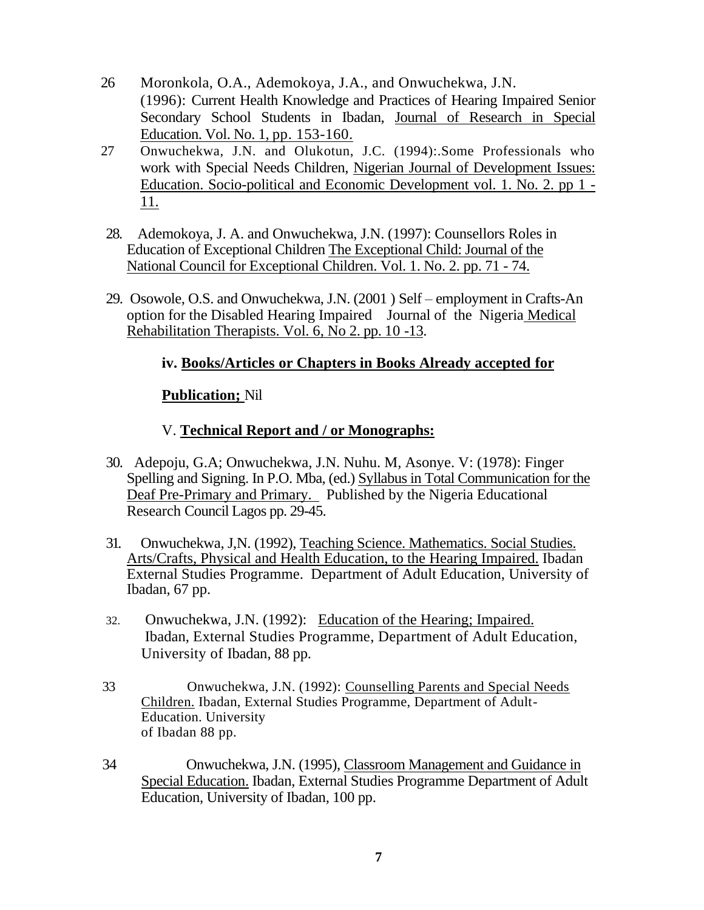26 Moronkola, O.A., Ademokoya, J.A., and Onwuchekwa, J.N. (1996): Current Health Knowledge and Practices of Hearing Impaired Senior Secondary School Students in Ibadan, Journal of Research in Special Education. Vol. No. 1, pp. 153-160.

27 Onwuchekwa, J.N. and Olukotun, J.C. (1994):.Some Professionals who work with Special Needs Children, Nigerian Journal of Development Issues: Education. Socio-political and Economic Development vol. 1. No. 2. pp 1 - 11.

28. Ademokoya, J. A. and Onwuchekwa, J.N. (1997): Counsellors Roles in Education of Exceptional Children The Exceptional Child: Journal of the National Council for Exceptional Children. Vol. 1. No. 2. pp. 71 - 74.

29. Osowole, O.S. and Onwuchekwa, J.N. (2001 ) Self – employment in Crafts-An option for the Disabled Hearing Impaired Journal of the Nigeria Medical Rehabilitation Therapists. Vol. 6, No 2. pp. 10 -13.

**iv. Books/Articles or Chapters in Books Already accepted for Publication;** Nil

V. **Technical Report and / or Monographs:**

30. Adepoju, G.A; Onwuchekwa, J.N. Nuhu. M, Asonye. V: (1978): Finger Spelling and Signing. In P.O. Mba, (ed.) Syllabus in Total Communication for the Deaf Pre-Primary and Primary. Published by the Nigeria Educational Research Council Lagos pp. 29-45.

31. Onwuchekwa, J,N. (1992), Teaching Science. Mathematics. Social Studies. Arts/Crafts, Physical and Health Education, to the Hearing Impaired. Ibadan External Studies Programme. Department of Adult Education, University of Ibadan, 67 pp.

32. Onwuchekwa, J.N. (1992): Education of the Hearing; Impaired. Ibadan, External Studies Programme, Department of Adult Education, University of Ibadan, 88 pp.

33 Onwuchekwa, J.N. (1992): Counselling Parents and Special Needs Children. Ibadan, External Studies Programme, Department of Adult-Education. University of Ibadan 88 pp.

34 Onwuchekwa, J.N. (1995), Classroom Management and Guidance in Special Education. Ibadan, External Studies Programme Department of Adult Education, University of Ibadan, 100 pp.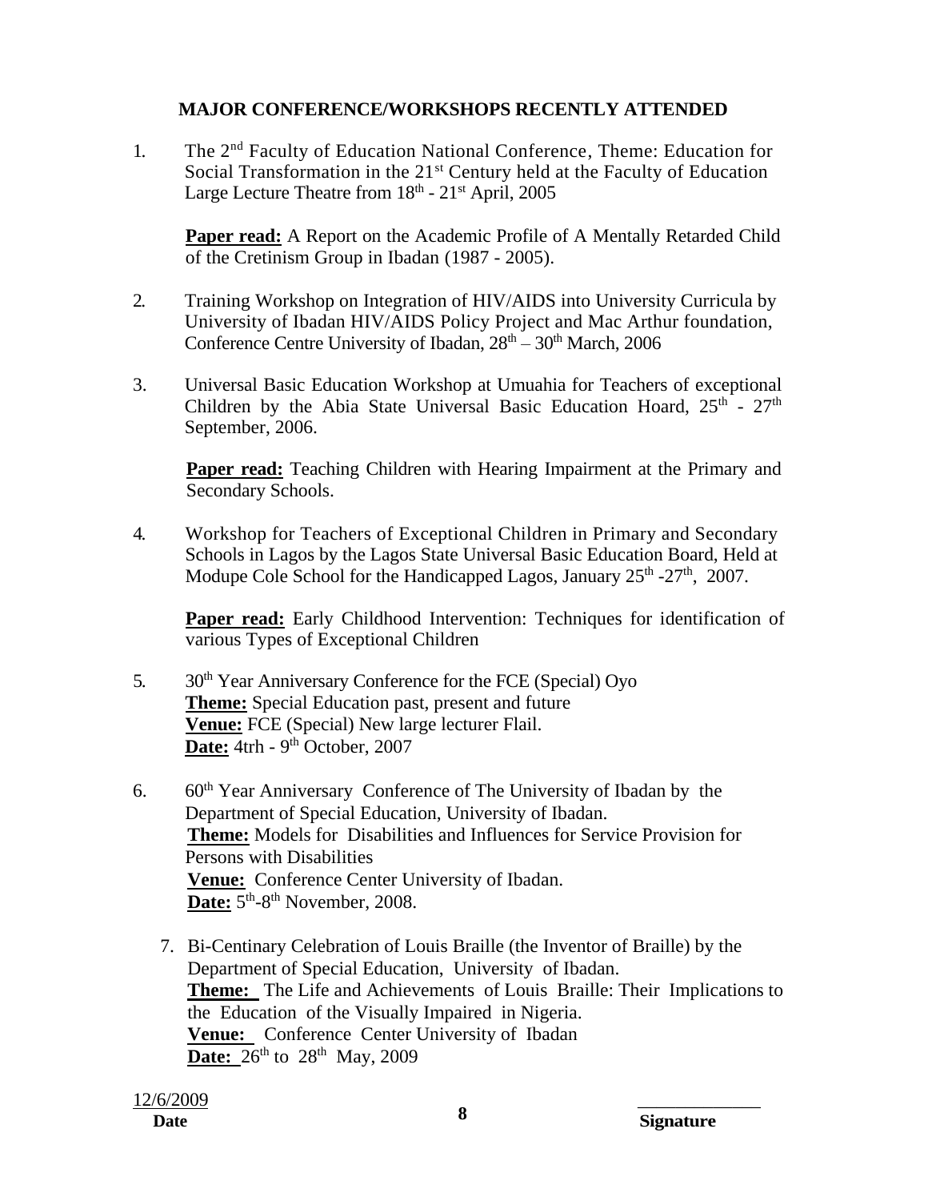## MAJOR CONFERENCE/WORKSHOPS RECENTLY ATTENDED

1. The 2nd Faculty of Education National Conference, Theme: Education for Social Transformation in the 21st Century held at the Faculty of Education Large Lecture Theatre from 18th - 21st April, 2005

   **Paper read:** A Report on the Academic Profile of A Mentally Retarded Child of the Cretinism Group in Ibadan (1987 - 2005).

2. Training Workshop on Integration of HIV/AIDS into University Curricula by University of Ibadan HIV/AIDS Policy Project and Mac Arthur foundation, Conference Centre University of Ibadan, 28th – 30th March, 2006

3. Universal Basic Education Workshop at Umuahia for Teachers of exceptional Children by the Abia State Universal Basic Education Hoard, 25th - 27th September, 2006.

   **Paper read:** Teaching Children with Hearing Impairment at the Primary and Secondary Schools.

4. Workshop for Teachers of Exceptional Children in Primary and Secondary Schools in Lagos by the Lagos State Universal Basic Education Board, Held at Modupe Cole School for the Handicapped Lagos, January 25th -27th, 2007.

   **Paper read:** Early Childhood Intervention: Techniques for identification of various Types of Exceptional Children

5. 30th Year Anniversary Conference for the FCE (Special) Oyo
   **Theme:** Special Education past, present and future
   **Venue:** FCE (Special) New large lecturer Flail.
   **Date:** 4trh - 9th October, 2007

6. 60th Year Anniversary Conference of The University of Ibadan by the Department of Special Education, University of Ibadan.
   **Theme:** Models for Disabilities and Influences for Service Provision for Persons with Disabilities
   **Venue:** Conference Center University of Ibadan.
   **Date:** 5th-8th November, 2008.

7. Bi-Centinary Celebration of Louis Braille (the Inventor of Braille) by the Department of Special Education, University of Ibadan.
   **Theme:** The Life and Achievements of Louis Braille: Their Implications to the Education of the Visually Impaired in Nigeria.
   **Venue:** Conference Center University of Ibadan
   **Date:** 26th to 28th May, 2009

12/6/2009
**Date**

_____________
**Signature**